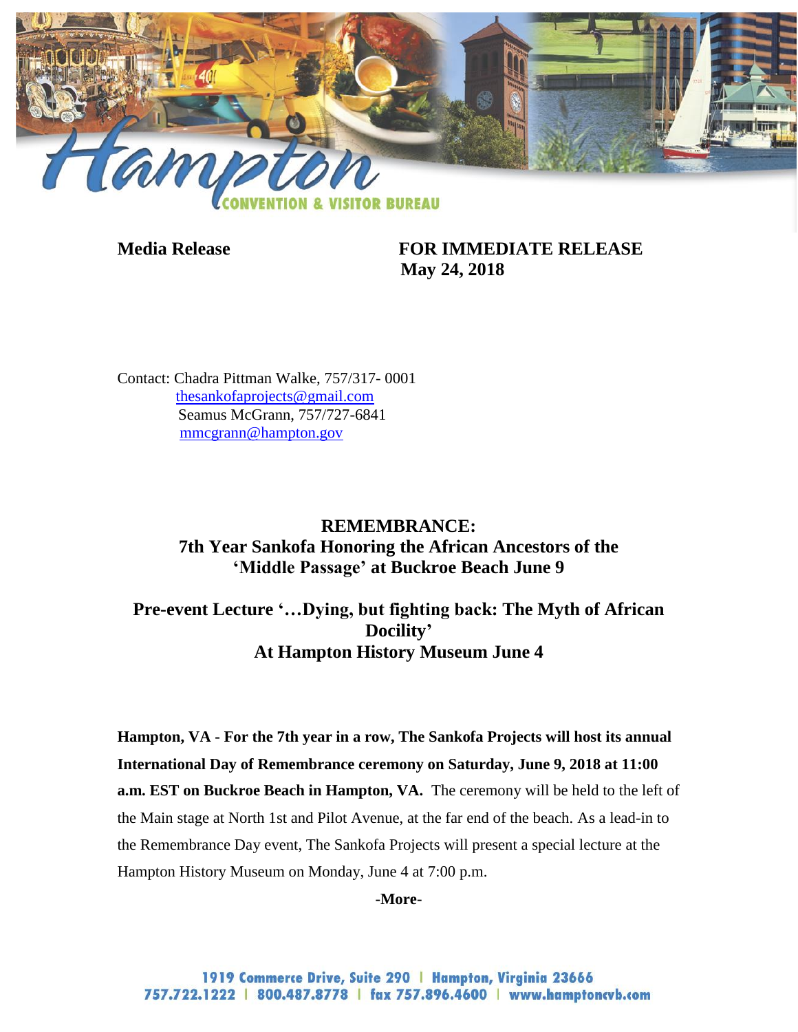Hampton CONVENTION & VISITOR BUREAU

**Media Release** **FOR IMMEDIATE RELEASE**
**May 24, 2018**

Contact: Chadra Pittman Walke, 757/317- 0001
thesankofaprojects@gmail.com
Seamus McGrann, 757/727-6841
mmcgrann@hampton.gov

## REMEMBRANCE: 7th Year Sankofa Honoring the African Ancestors of the 'Middle Passage' at Buckroe Beach June 9

## Pre-event Lecture '…Dying, but fighting back: The Myth of African Docility' At Hampton History Museum June 4

**Hampton, VA - For the 7th year in a row, The Sankofa Projects will host its annual International Day of Remembrance ceremony on Saturday, June 9, 2018 at 11:00 a.m. EST on Buckroe Beach in Hampton, VA.** The ceremony will be held to the left of the Main stage at North 1st and Pilot Avenue, at the far end of the beach. As a lead-in to the Remembrance Day event, The Sankofa Projects will present a special lecture at the Hampton History Museum on Monday, June 4 at 7:00 p.m.

**-More-**

1919 Commerce Drive, Suite 290 | Hampton, Virginia 23666
757.722.1222 | 800.487.8778 | fax 757.896.4600 | www.hamptoncvb.com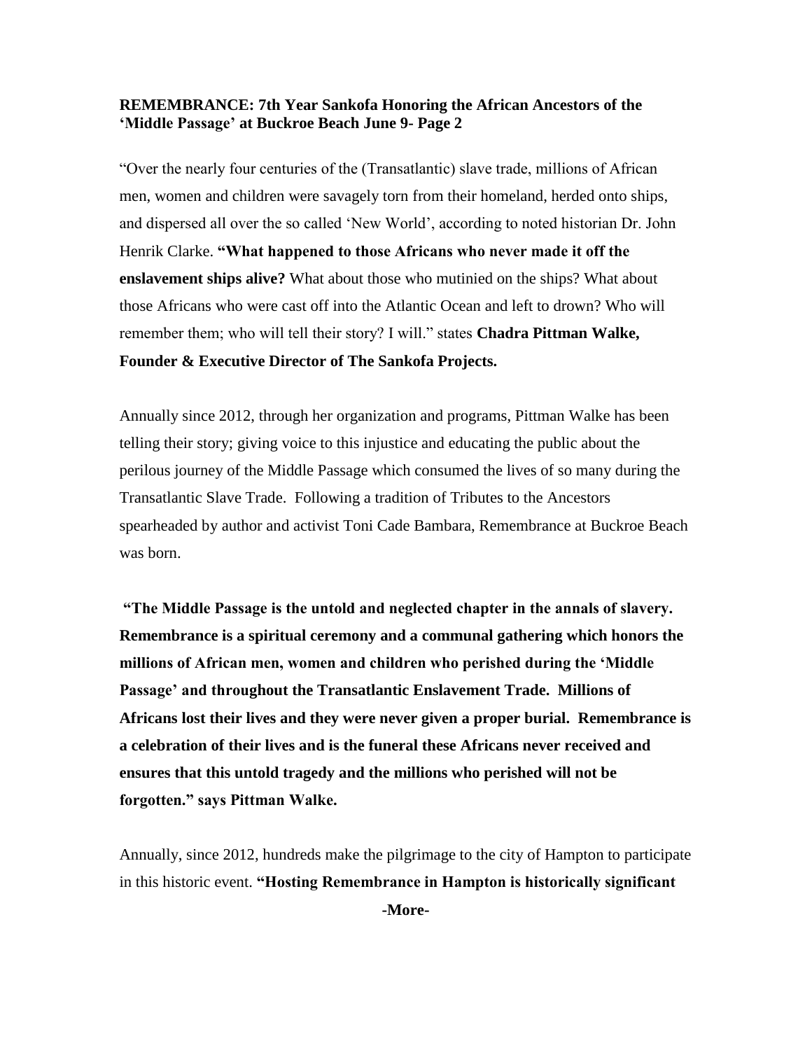**REMEMBRANCE: 7th Year Sankofa Honoring the African Ancestors of the 'Middle Passage' at Buckroe Beach June 9- Page 2**

"Over the nearly four centuries of the (Transatlantic) slave trade, millions of African men, women and children were savagely torn from their homeland, herded onto ships, and dispersed all over the so called 'New World', according to noted historian Dr. John Henrik Clarke. **"What happened to those Africans who never made it off the enslavement ships alive?** What about those who mutinied on the ships? What about those Africans who were cast off into the Atlantic Ocean and left to drown? Who will remember them; who will tell their story? I will." states **Chadra Pittman Walke, Founder & Executive Director of The Sankofa Projects.**

Annually since 2012, through her organization and programs, Pittman Walke has been telling their story; giving voice to this injustice and educating the public about the perilous journey of the Middle Passage which consumed the lives of so many during the Transatlantic Slave Trade. Following a tradition of Tributes to the Ancestors spearheaded by author and activist Toni Cade Bambara, Remembrance at Buckroe Beach was born.

**"The Middle Passage is the untold and neglected chapter in the annals of slavery. Remembrance is a spiritual ceremony and a communal gathering which honors the millions of African men, women and children who perished during the 'Middle Passage' and throughout the Transatlantic Enslavement Trade. Millions of Africans lost their lives and they were never given a proper burial. Remembrance is a celebration of their lives and is the funeral these Africans never received and ensures that this untold tragedy and the millions who perished will not be forgotten." says Pittman Walke.**

Annually, since 2012, hundreds make the pilgrimage to the city of Hampton to participate in this historic event. **"Hosting Remembrance in Hampton is historically significant**

**-More-**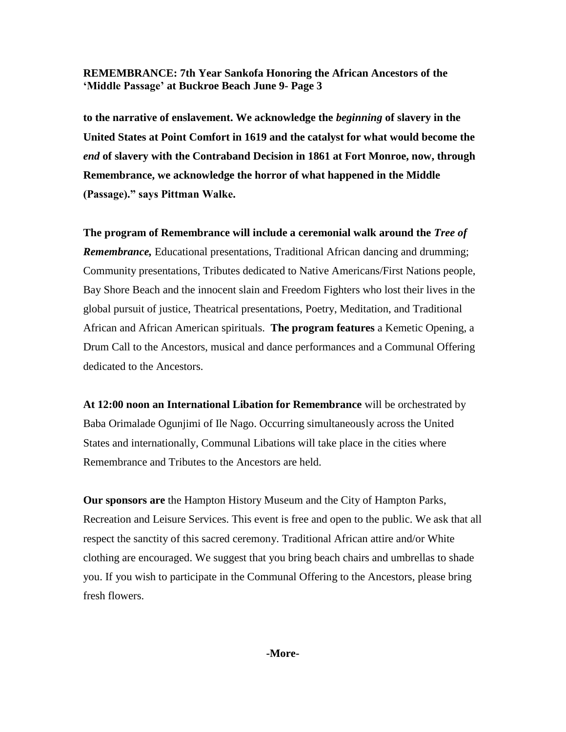**to the narrative of enslavement. We acknowledge the *beginning* of slavery in the United States at Point Comfort in 1619 and the catalyst for what would become the *end* of slavery with the Contraband Decision in 1861 at Fort Monroe, now, through Remembrance, we acknowledge the horror of what happened in the Middle (Passage)." says Pittman Walke.**

**The program of Remembrance will include a ceremonial walk around the *Tree of Remembrance,*** Educational presentations, Traditional African dancing and drumming; Community presentations, Tributes dedicated to Native Americans/First Nations people, Bay Shore Beach and the innocent slain and Freedom Fighters who lost their lives in the global pursuit of justice, Theatrical presentations, Poetry, Meditation, and Traditional African and African American spirituals. **The program features** a Kemetic Opening, a Drum Call to the Ancestors, musical and dance performances and a Communal Offering dedicated to the Ancestors.

**At 12:00 noon an International Libation for Remembrance** will be orchestrated by Baba Orimalade Ogunjimi of Ile Nago. Occurring simultaneously across the United States and internationally, Communal Libations will take place in the cities where Remembrance and Tributes to the Ancestors are held.

**Our sponsors are** the Hampton History Museum and the City of Hampton Parks, Recreation and Leisure Services. This event is free and open to the public. We ask that all respect the sanctity of this sacred ceremony. Traditional African attire and/or White clothing are encouraged. We suggest that you bring beach chairs and umbrellas to shade you. If you wish to participate in the Communal Offering to the Ancestors, please bring fresh flowers.

**-More-**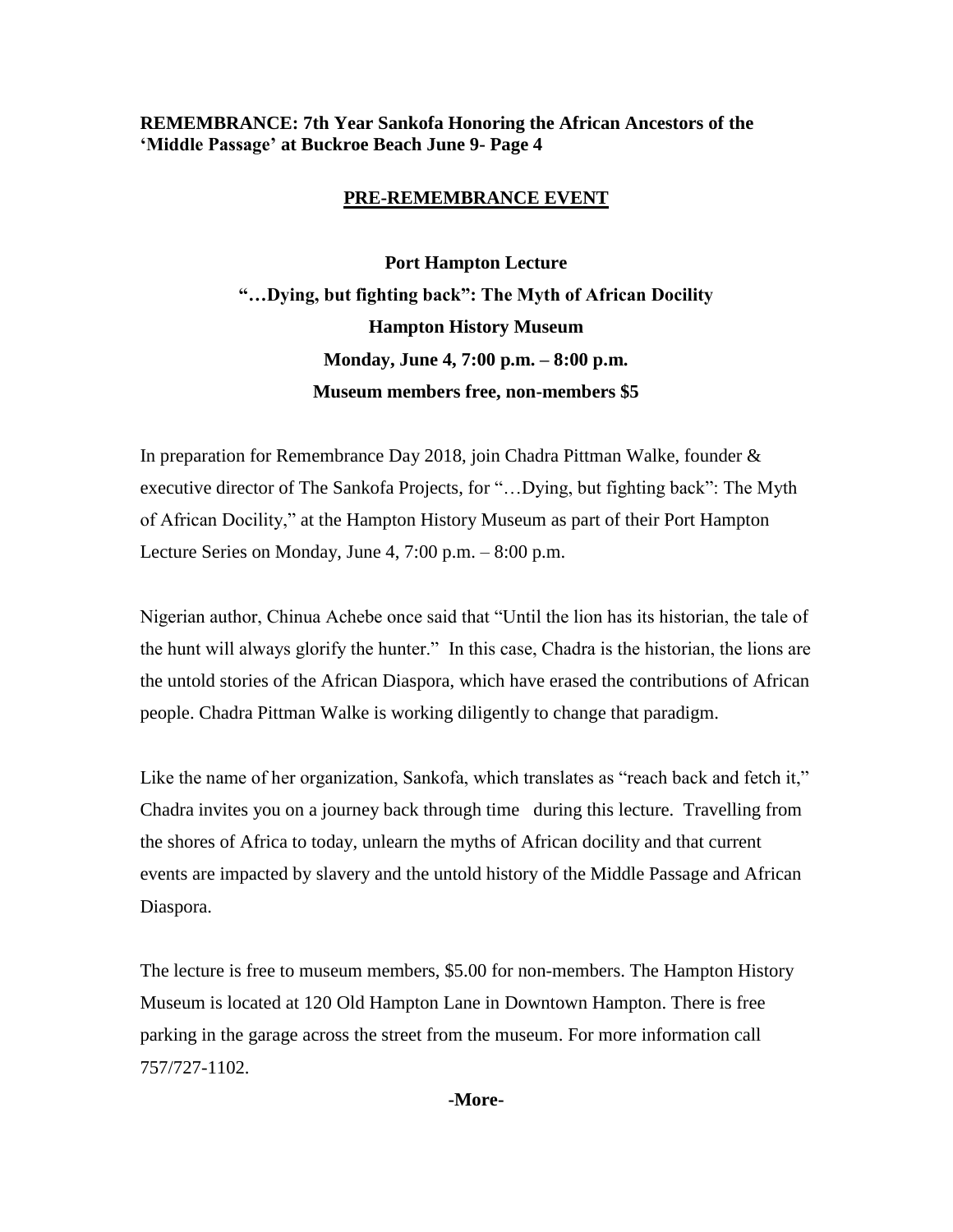**REMEMBRANCE: 7th Year Sankofa Honoring the African Ancestors of the 'Middle Passage' at Buckroe Beach June 9- Page 4**

## PRE-REMEMBRANCE EVENT

**Port Hampton Lecture**

**"…Dying, but fighting back": The Myth of African Docility**

**Hampton History Museum**

**Monday, June 4, 7:00 p.m. – 8:00 p.m.**

**Museum members free, non-members $5**

In preparation for Remembrance Day 2018, join Chadra Pittman Walke, founder & executive director of The Sankofa Projects, for "…Dying, but fighting back": The Myth of African Docility," at the Hampton History Museum as part of their Port Hampton Lecture Series on Monday, June 4, 7:00 p.m. – 8:00 p.m.

Nigerian author, Chinua Achebe once said that "Until the lion has its historian, the tale of the hunt will always glorify the hunter." In this case, Chadra is the historian, the lions are the untold stories of the African Diaspora, which have erased the contributions of African people. Chadra Pittman Walke is working diligently to change that paradigm.

Like the name of her organization, Sankofa, which translates as "reach back and fetch it," Chadra invites you on a journey back through time during this lecture. Travelling from the shores of Africa to today, unlearn the myths of African docility and that current events are impacted by slavery and the untold history of the Middle Passage and African Diaspora.

The lecture is free to museum members, $5.00 for non-members. The Hampton History Museum is located at 120 Old Hampton Lane in Downtown Hampton. There is free parking in the garage across the street from the museum. For more information call 757/727-1102.

**-More-**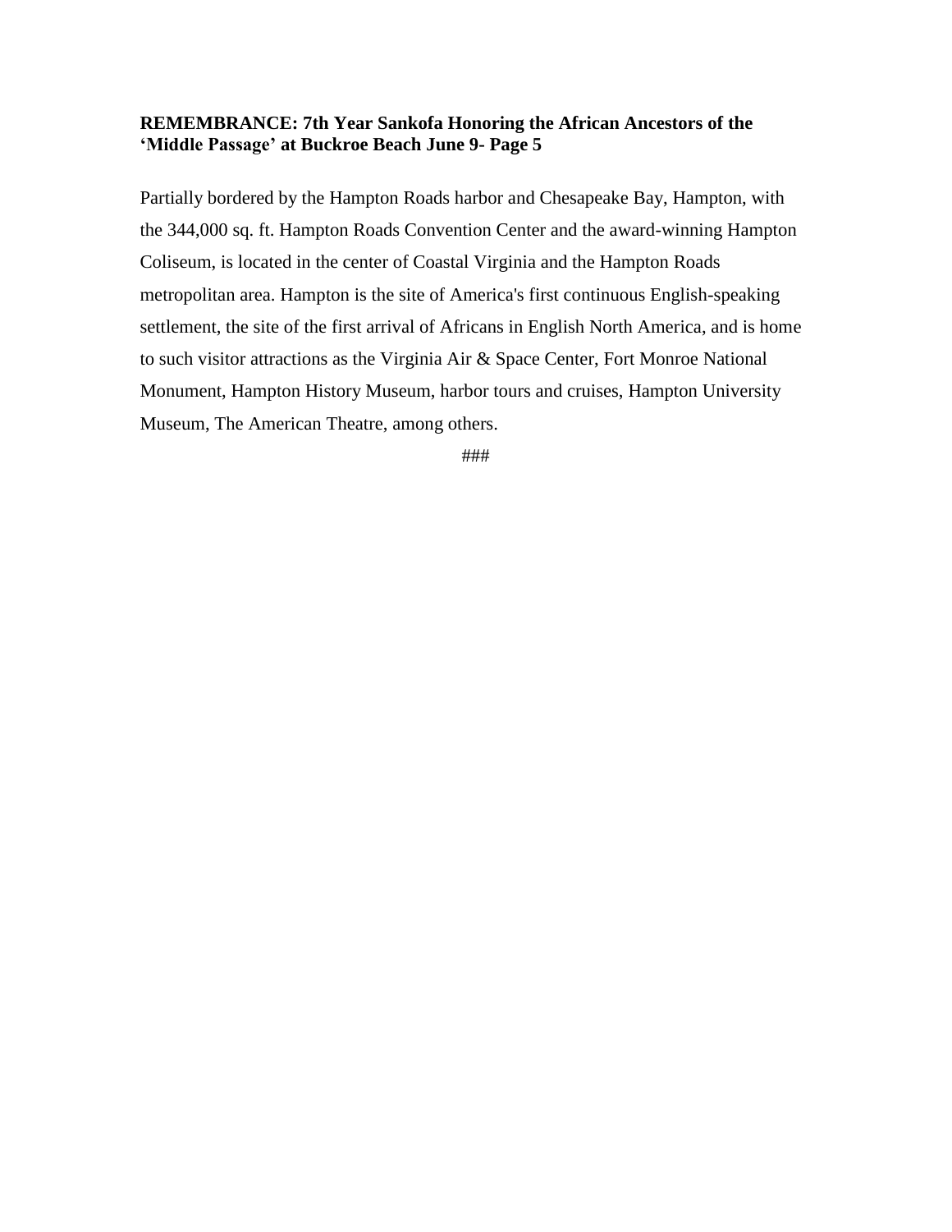Partially bordered by the Hampton Roads harbor and Chesapeake Bay, Hampton, with the 344,000 sq. ft. Hampton Roads Convention Center and the award-winning Hampton Coliseum, is located in the center of Coastal Virginia and the Hampton Roads metropolitan area. Hampton is the site of America's first continuous English-speaking settlement, the site of the first arrival of Africans in English North America, and is home to such visitor attractions as the Virginia Air & Space Center, Fort Monroe National Monument, Hampton History Museum, harbor tours and cruises, Hampton University Museum, The American Theatre, among others.

###